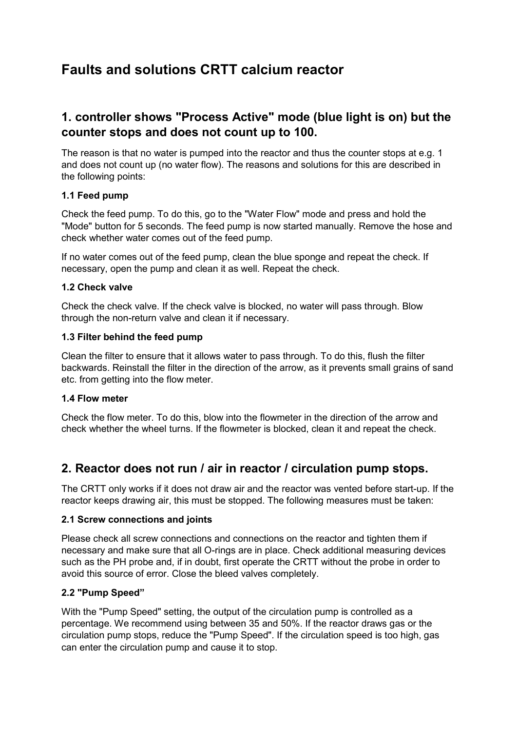# Faults and solutions CRTT calcium reactor

## 1. controller shows "Process Active" mode (blue light is on) but the counter stops and does not count up to 100.

The reason is that no water is pumped into the reactor and thus the counter stops at e.g. 1 and does not count up (no water flow). The reasons and solutions for this are described in the following points:

### 1.1 Feed pump

Check the feed pump. To do this, go to the "Water Flow" mode and press and hold the "Mode" button for 5 seconds. The feed pump is now started manually. Remove the hose and check whether water comes out of the feed pump.

If no water comes out of the feed pump, clean the blue sponge and repeat the check. If necessary, open the pump and clean it as well. Repeat the check.

### 1.2 Check valve

Check the check valve. If the check valve is blocked, no water will pass through. Blow through the non-return valve and clean it if necessary.

### 1.3 Filter behind the feed pump

Clean the filter to ensure that it allows water to pass through. To do this, flush the filter backwards. Reinstall the filter in the direction of the arrow, as it prevents small grains of sand etc. from getting into the flow meter.

### 1.4 Flow meter

Check the flow meter. To do this, blow into the flowmeter in the direction of the arrow and check whether the wheel turns. If the flowmeter is blocked, clean it and repeat the check.

## 2. Reactor does not run / air in reactor / circulation pump stops.

The CRTT only works if it does not draw air and the reactor was vented before start-up. If the reactor keeps drawing air, this must be stopped. The following measures must be taken:

### 2.1 Screw connections and joints

Please check all screw connections and connections on the reactor and tighten them if necessary and make sure that all O-rings are in place. Check additional measuring devices such as the PH probe and, if in doubt, first operate the CRTT without the probe in order to avoid this source of error. Close the bleed valves completely.

### 2.2 "Pump Speed"

With the "Pump Speed" setting, the output of the circulation pump is controlled as a percentage. We recommend using between 35 and 50%. If the reactor draws gas or the circulation pump stops, reduce the "Pump Speed". If the circulation speed is too high, gas can enter the circulation pump and cause it to stop.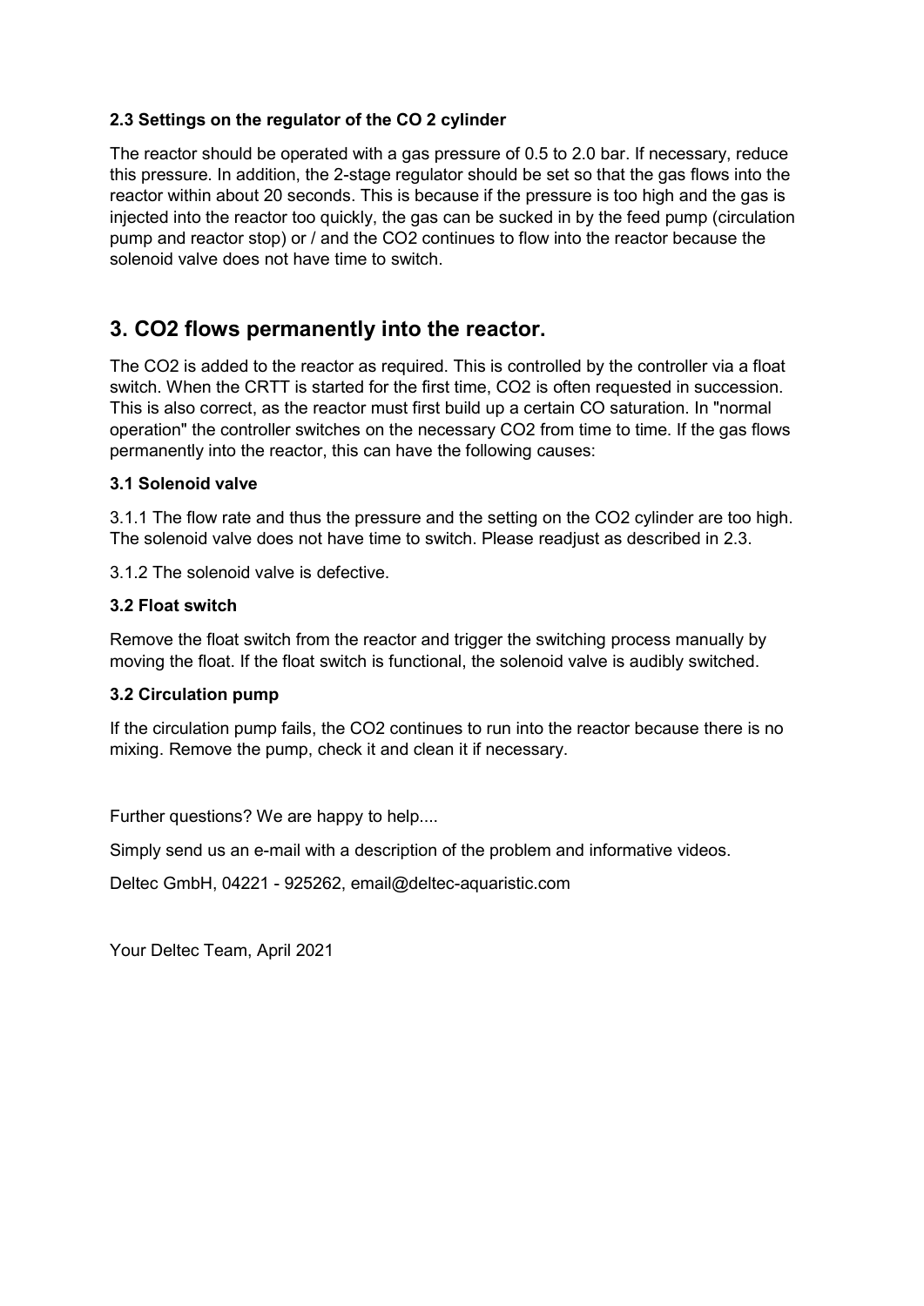### 2.3 Settings on the regulator of the CO 2 cylinder

The reactor should be operated with a gas pressure of 0.5 to 2.0 bar. If necessary, reduce this pressure. In addition, the 2-stage regulator should be set so that the gas flows into the reactor within about 20 seconds. This is because if the pressure is too high and the gas is injected into the reactor too quickly, the gas can be sucked in by the feed pump (circulation pump and reactor stop) or / and the CO2 continues to flow into the reactor because the solenoid valve does not have time to switch.

## 3. CO2 flows permanently into the reactor.

The CO2 is added to the reactor as required. This is controlled by the controller via a float switch. When the CRTT is started for the first time, CO2 is often requested in succession. This is also correct, as the reactor must first build up a certain CO saturation. In "normal operation" the controller switches on the necessary CO2 from time to time. If the gas flows permanently into the reactor, this can have the following causes:

### 3.1 Solenoid valve

3.1.1 The flow rate and thus the pressure and the setting on the CO2 cylinder are too high. The solenoid valve does not have time to switch. Please readjust as described in 2.3.

3.1.2 The solenoid valve is defective.

### 3.2 Float switch

Remove the float switch from the reactor and trigger the switching process manually by moving the float. If the float switch is functional, the solenoid valve is audibly switched.

### 3.2 Circulation pump

If the circulation pump fails, the CO2 continues to run into the reactor because there is no mixing. Remove the pump, check it and clean it if necessary.

Further questions? We are happy to help....

Simply send us an e-mail with a description of the problem and informative videos.

Deltec GmbH, 04221 - 925262, email@deltec-aquaristic.com

Your Deltec Team, April 2021